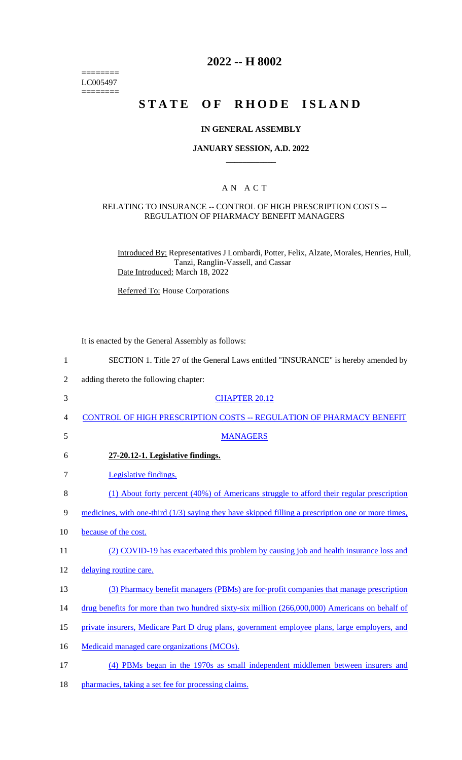========
LC005497
========

# 2022 -- H 8002

# STATE OF RHODE ISLAND

### IN GENERAL ASSEMBLY

### JANUARY SESSION, A.D. 2022

## A N A C T

### RELATING TO INSURANCE -- CONTROL OF HIGH PRESCRIPTION COSTS -- REGULATION OF PHARMACY BENEFIT MANAGERS

Introduced By: Representatives J Lombardi, Potter, Felix, Alzate, Morales, Henries, Hull, Tanzi, Ranglin-Vassell, and Cassar

Date Introduced: March 18, 2022

Referred To: House Corporations

It is enacted by the General Assembly as follows:

1 SECTION 1. Title 27 of the General Laws entitled "INSURANCE" is hereby amended by
2 adding thereto the following chapter:

3 CHAPTER 20.12

4 CONTROL OF HIGH PRESCRIPTION COSTS -- REGULATION OF PHARMACY BENEFIT
5 MANAGERS

6 **27-20.12-1. Legislative findings.**

7 Legislative findings.

8 (1) About forty percent (40%) of Americans struggle to afford their regular prescription
9 medicines, with one-third (1/3) saying they have skipped filling a prescription one or more times,
10 because of the cost.

11 (2) COVID-19 has exacerbated this problem by causing job and health insurance loss and
12 delaying routine care.

13 (3) Pharmacy benefit managers (PBMs) are for-profit companies that manage prescription
14 drug benefits for more than two hundred sixty-six million (266,000,000) Americans on behalf of
15 private insurers, Medicare Part D drug plans, government employee plans, large employers, and
16 Medicaid managed care organizations (MCOs).

17 (4) PBMs began in the 1970s as small independent middlemen between insurers and
18 pharmacies, taking a set fee for processing claims.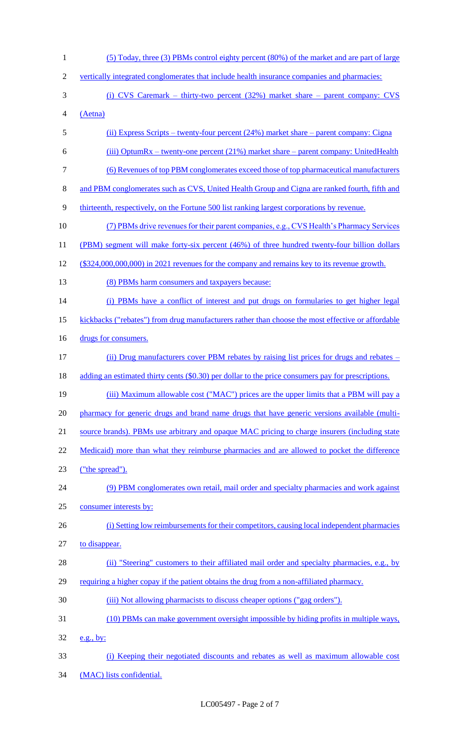(5) Today, three (3) PBMs control eighty percent (80%) of the market and are part of large vertically integrated conglomerates that include health insurance companies and pharmacies:

(i) CVS Caremark – thirty-two percent (32%) market share – parent company: CVS (Aetna)

(ii) Express Scripts – twenty-four percent (24%) market share – parent company: Cigna

(iii) OptumRx – twenty-one percent (21%) market share – parent company: UnitedHealth

(6) Revenues of top PBM conglomerates exceed those of top pharmaceutical manufacturers and PBM conglomerates such as CVS, United Health Group and Cigna are ranked fourth, fifth and thirteenth, respectively, on the Fortune 500 list ranking largest corporations by revenue.

(7) PBMs drive revenues for their parent companies, e.g., CVS Health's Pharmacy Services (PBM) segment will make forty-six percent (46%) of three hundred twenty-four billion dollars ($324,000,000,000) in 2021 revenues for the company and remains key to its revenue growth.

(8) PBMs harm consumers and taxpayers because:

(i) PBMs have a conflict of interest and put drugs on formularies to get higher legal kickbacks ("rebates") from drug manufacturers rather than choose the most effective or affordable drugs for consumers.

(ii) Drug manufacturers cover PBM rebates by raising list prices for drugs and rebates – adding an estimated thirty cents ($0.30) per dollar to the price consumers pay for prescriptions.

(iii) Maximum allowable cost ("MAC") prices are the upper limits that a PBM will pay a pharmacy for generic drugs and brand name drugs that have generic versions available (multi-source brands). PBMs use arbitrary and opaque MAC pricing to charge insurers (including state Medicaid) more than what they reimburse pharmacies and are allowed to pocket the difference ("the spread").

(9) PBM conglomerates own retail, mail order and specialty pharmacies and work against consumer interests by:

(i) Setting low reimbursements for their competitors, causing local independent pharmacies to disappear.

(ii) "Steering" customers to their affiliated mail order and specialty pharmacies, e.g., by requiring a higher copay if the patient obtains the drug from a non-affiliated pharmacy.

(iii) Not allowing pharmacists to discuss cheaper options ("gag orders").

(10) PBMs can make government oversight impossible by hiding profits in multiple ways, e.g., by:

(i) Keeping their negotiated discounts and rebates as well as maximum allowable cost (MAC) lists confidential.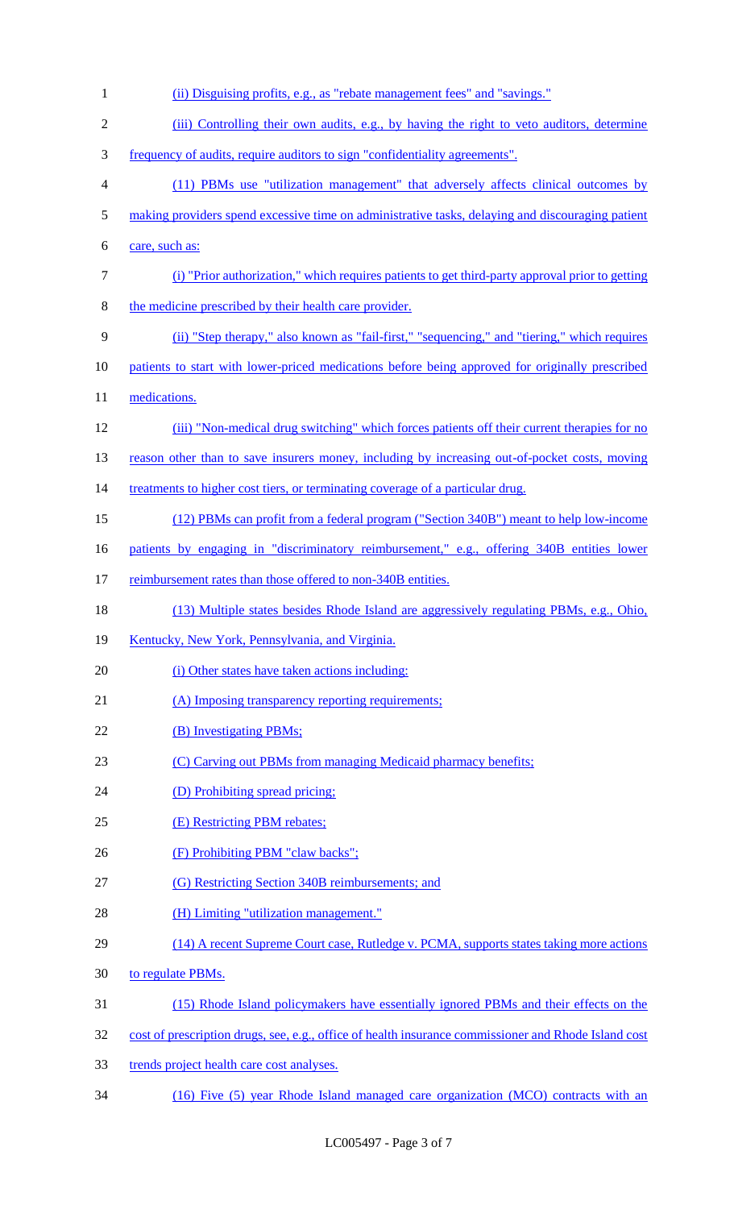(ii) Disguising profits, e.g., as "rebate management fees" and "savings."

(iii) Controlling their own audits, e.g., by having the right to veto auditors, determine frequency of audits, require auditors to sign "confidentiality agreements".

(11) PBMs use "utilization management" that adversely affects clinical outcomes by making providers spend excessive time on administrative tasks, delaying and discouraging patient care, such as:

(i) "Prior authorization," which requires patients to get third-party approval prior to getting the medicine prescribed by their health care provider.

(ii) "Step therapy," also known as "fail-first," "sequencing," and "tiering," which requires patients to start with lower-priced medications before being approved for originally prescribed medications.

(iii) "Non-medical drug switching" which forces patients off their current therapies for no reason other than to save insurers money, including by increasing out-of-pocket costs, moving treatments to higher cost tiers, or terminating coverage of a particular drug.

(12) PBMs can profit from a federal program ("Section 340B") meant to help low-income patients by engaging in "discriminatory reimbursement," e.g., offering 340B entities lower reimbursement rates than those offered to non-340B entities.

(13) Multiple states besides Rhode Island are aggressively regulating PBMs, e.g., Ohio, Kentucky, New York, Pennsylvania, and Virginia.

(i) Other states have taken actions including:

(A) Imposing transparency reporting requirements;

(B) Investigating PBMs;

(C) Carving out PBMs from managing Medicaid pharmacy benefits;

(D) Prohibiting spread pricing;

(E) Restricting PBM rebates;

(F) Prohibiting PBM "claw backs";

(G) Restricting Section 340B reimbursements; and

(H) Limiting "utilization management."

(14) A recent Supreme Court case, Rutledge v. PCMA, supports states taking more actions to regulate PBMs.

(15) Rhode Island policymakers have essentially ignored PBMs and their effects on the cost of prescription drugs, see, e.g., office of health insurance commissioner and Rhode Island cost trends project health care cost analyses.

(16) Five (5) year Rhode Island managed care organization (MCO) contracts with an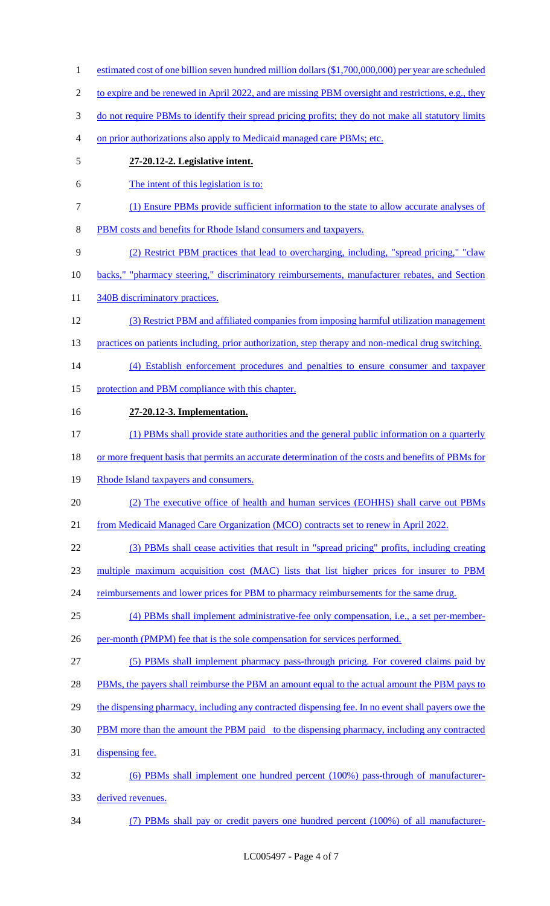estimated cost of one billion seven hundred million dollars ($1,700,000,000) per year are scheduled to expire and be renewed in April 2022, and are missing PBM oversight and restrictions, e.g., they do not require PBMs to identify their spread pricing profits; they do not make all statutory limits on prior authorizations also apply to Medicaid managed care PBMs; etc.

**27-20.12-2. Legislative intent.**

The intent of this legislation is to:

(1) Ensure PBMs provide sufficient information to the state to allow accurate analyses of PBM costs and benefits for Rhode Island consumers and taxpayers.

(2) Restrict PBM practices that lead to overcharging, including, "spread pricing," "claw backs," "pharmacy steering," discriminatory reimbursements, manufacturer rebates, and Section 340B discriminatory practices.

(3) Restrict PBM and affiliated companies from imposing harmful utilization management practices on patients including, prior authorization, step therapy and non-medical drug switching.

(4) Establish enforcement procedures and penalties to ensure consumer and taxpayer protection and PBM compliance with this chapter.

**27-20.12-3. Implementation.**

(1) PBMs shall provide state authorities and the general public information on a quarterly or more frequent basis that permits an accurate determination of the costs and benefits of PBMs for Rhode Island taxpayers and consumers.

(2) The executive office of health and human services (EOHHS) shall carve out PBMs from Medicaid Managed Care Organization (MCO) contracts set to renew in April 2022.

(3) PBMs shall cease activities that result in "spread pricing" profits, including creating multiple maximum acquisition cost (MAC) lists that list higher prices for insurer to PBM reimbursements and lower prices for PBM to pharmacy reimbursements for the same drug.

(4) PBMs shall implement administrative-fee only compensation, i.e., a set per-member-per-month (PMPM) fee that is the sole compensation for services performed.

(5) PBMs shall implement pharmacy pass-through pricing. For covered claims paid by PBMs, the payers shall reimburse the PBM an amount equal to the actual amount the PBM pays to the dispensing pharmacy, including any contracted dispensing fee. In no event shall payers owe the PBM more than the amount the PBM paid to the dispensing pharmacy, including any contracted dispensing fee.

(6) PBMs shall implement one hundred percent (100%) pass-through of manufacturer-derived revenues.

(7) PBMs shall pay or credit payers one hundred percent (100%) of all manufacturer-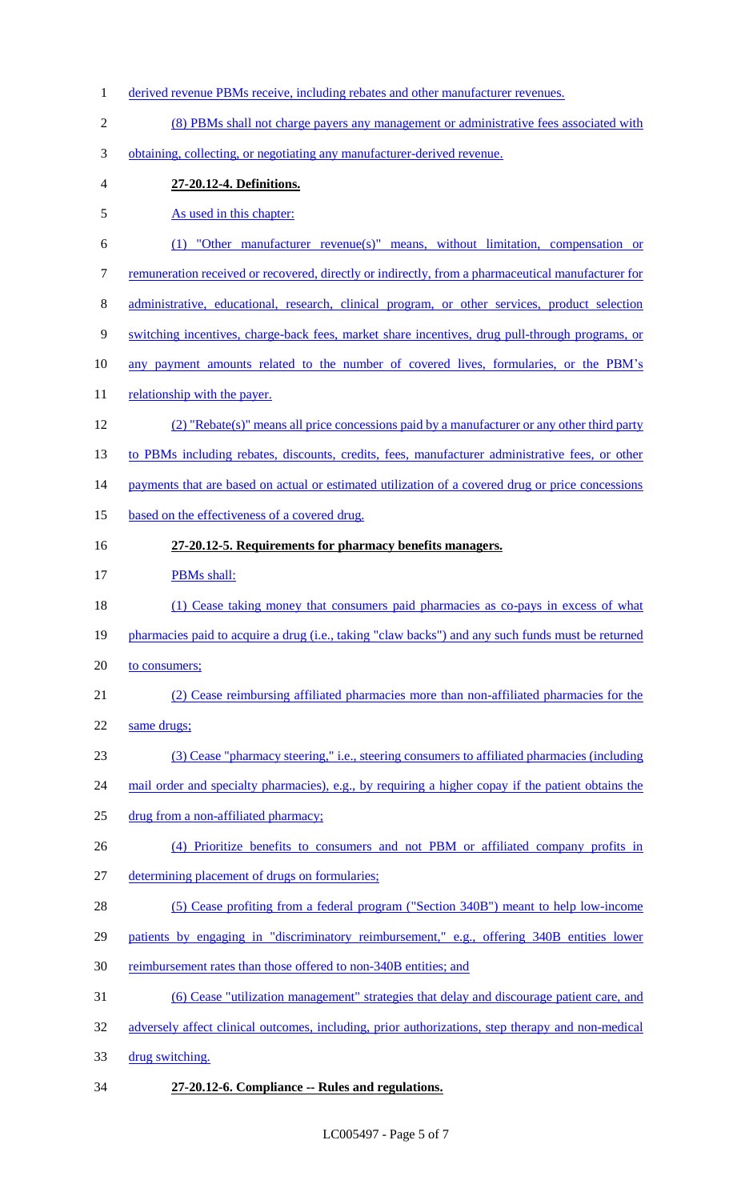derived revenue PBMs receive, including rebates and other manufacturer revenues.

(8) PBMs shall not charge payers any management or administrative fees associated with obtaining, collecting, or negotiating any manufacturer-derived revenue.

**27-20.12-4. Definitions.**

As used in this chapter:

(1) "Other manufacturer revenue(s)" means, without limitation, compensation or remuneration received or recovered, directly or indirectly, from a pharmaceutical manufacturer for administrative, educational, research, clinical program, or other services, product selection switching incentives, charge-back fees, market share incentives, drug pull-through programs, or any payment amounts related to the number of covered lives, formularies, or the PBM's relationship with the payer.

(2) "Rebate(s)" means all price concessions paid by a manufacturer or any other third party to PBMs including rebates, discounts, credits, fees, manufacturer administrative fees, or other payments that are based on actual or estimated utilization of a covered drug or price concessions based on the effectiveness of a covered drug.

**27-20.12-5. Requirements for pharmacy benefits managers.**

PBMs shall:

(1) Cease taking money that consumers paid pharmacies as co-pays in excess of what pharmacies paid to acquire a drug (i.e., taking "claw backs") and any such funds must be returned to consumers;

(2) Cease reimbursing affiliated pharmacies more than non-affiliated pharmacies for the same drugs;

(3) Cease "pharmacy steering," i.e., steering consumers to affiliated pharmacies (including mail order and specialty pharmacies), e.g., by requiring a higher copay if the patient obtains the drug from a non-affiliated pharmacy;

(4) Prioritize benefits to consumers and not PBM or affiliated company profits in determining placement of drugs on formularies;

(5) Cease profiting from a federal program ("Section 340B") meant to help low-income patients by engaging in "discriminatory reimbursement," e.g., offering 340B entities lower reimbursement rates than those offered to non-340B entities; and

(6) Cease "utilization management" strategies that delay and discourage patient care, and adversely affect clinical outcomes, including, prior authorizations, step therapy and non-medical drug switching.

**27-20.12-6. Compliance -- Rules and regulations.**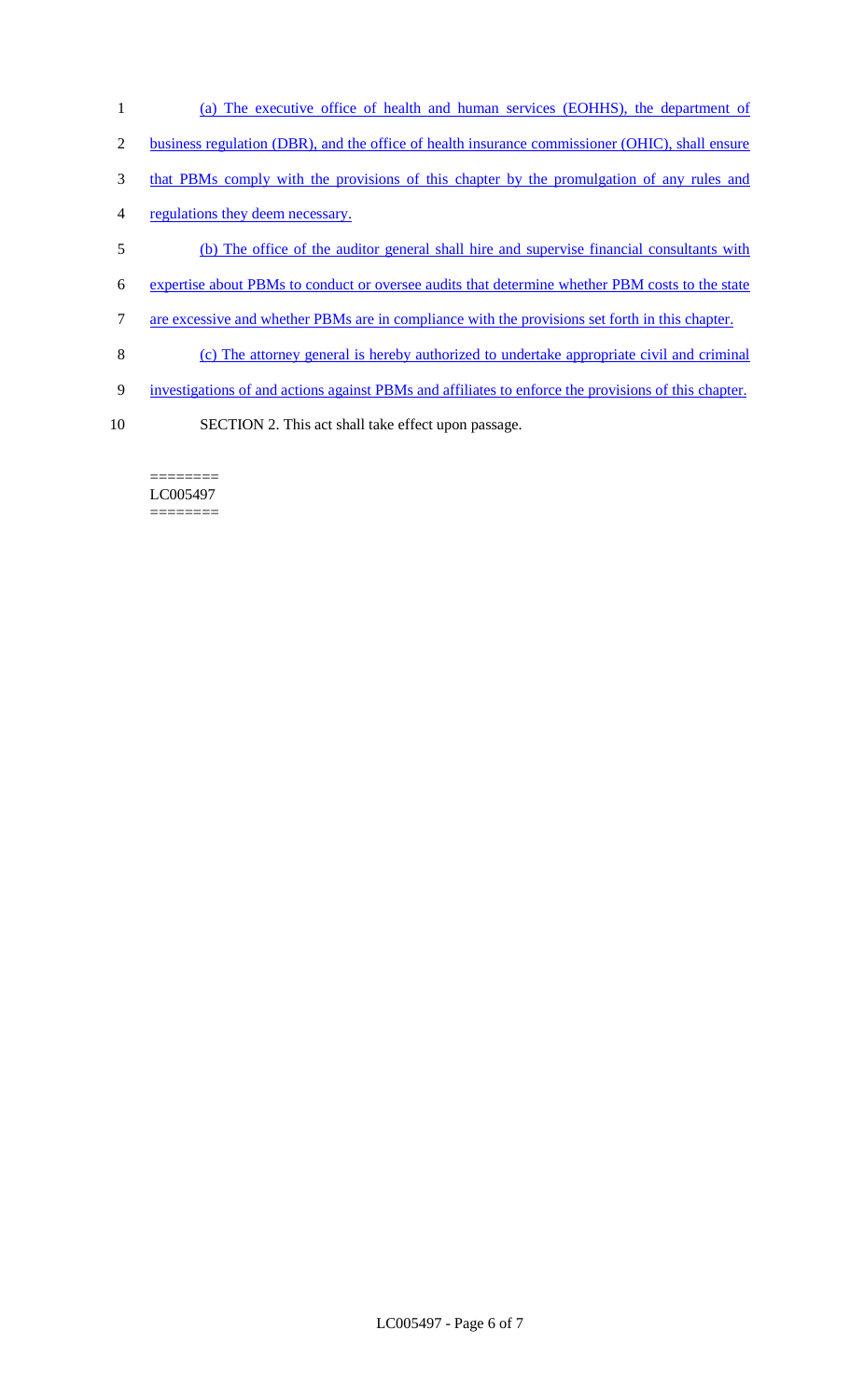(a) The executive office of health and human services (EOHHS), the department of business regulation (DBR), and the office of health insurance commissioner (OHIC), shall ensure that PBMs comply with the provisions of this chapter by the promulgation of any rules and regulations they deem necessary.

(b) The office of the auditor general shall hire and supervise financial consultants with expertise about PBMs to conduct or oversee audits that determine whether PBM costs to the state are excessive and whether PBMs are in compliance with the provisions set forth in this chapter.

(c) The attorney general is hereby authorized to undertake appropriate civil and criminal investigations of and actions against PBMs and affiliates to enforce the provisions of this chapter.

SECTION 2. This act shall take effect upon passage.

========
LC005497
========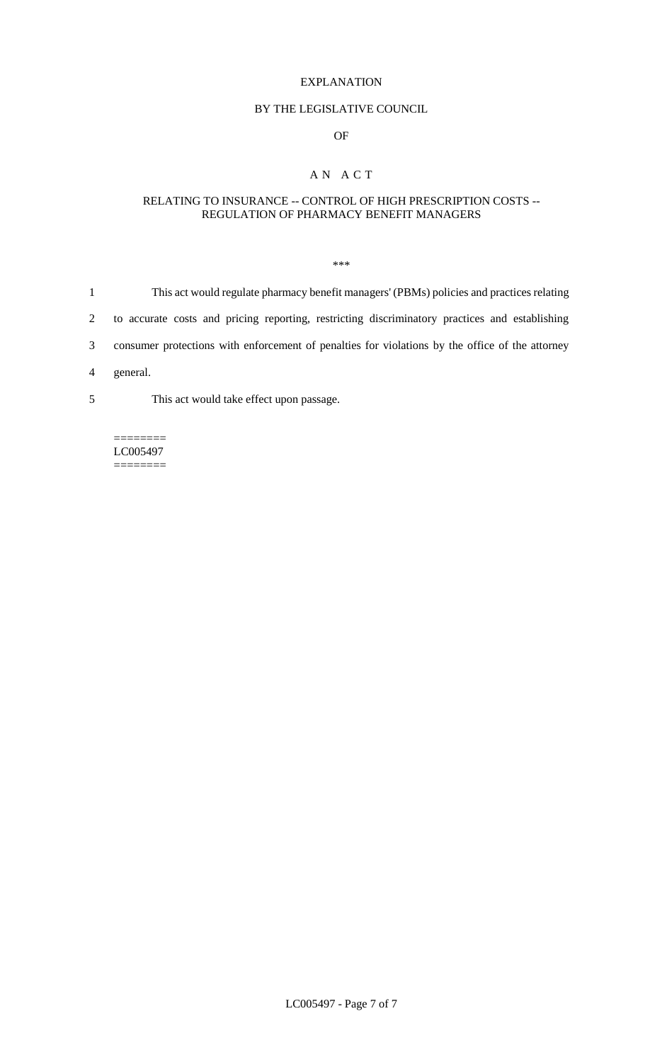EXPLANATION

BY THE LEGISLATIVE COUNCIL

OF

A N A C T

RELATING TO INSURANCE -- CONTROL OF HIGH PRESCRIPTION COSTS -- REGULATION OF PHARMACY BENEFIT MANAGERS

\*\*\*

1 This act would regulate pharmacy benefit managers' (PBMs) policies and practices relating
2 to accurate costs and pricing reporting, restricting discriminatory practices and establishing
3 consumer protections with enforcement of penalties for violations by the office of the attorney
4 general.

5 This act would take effect upon passage.

========
LC005497
========